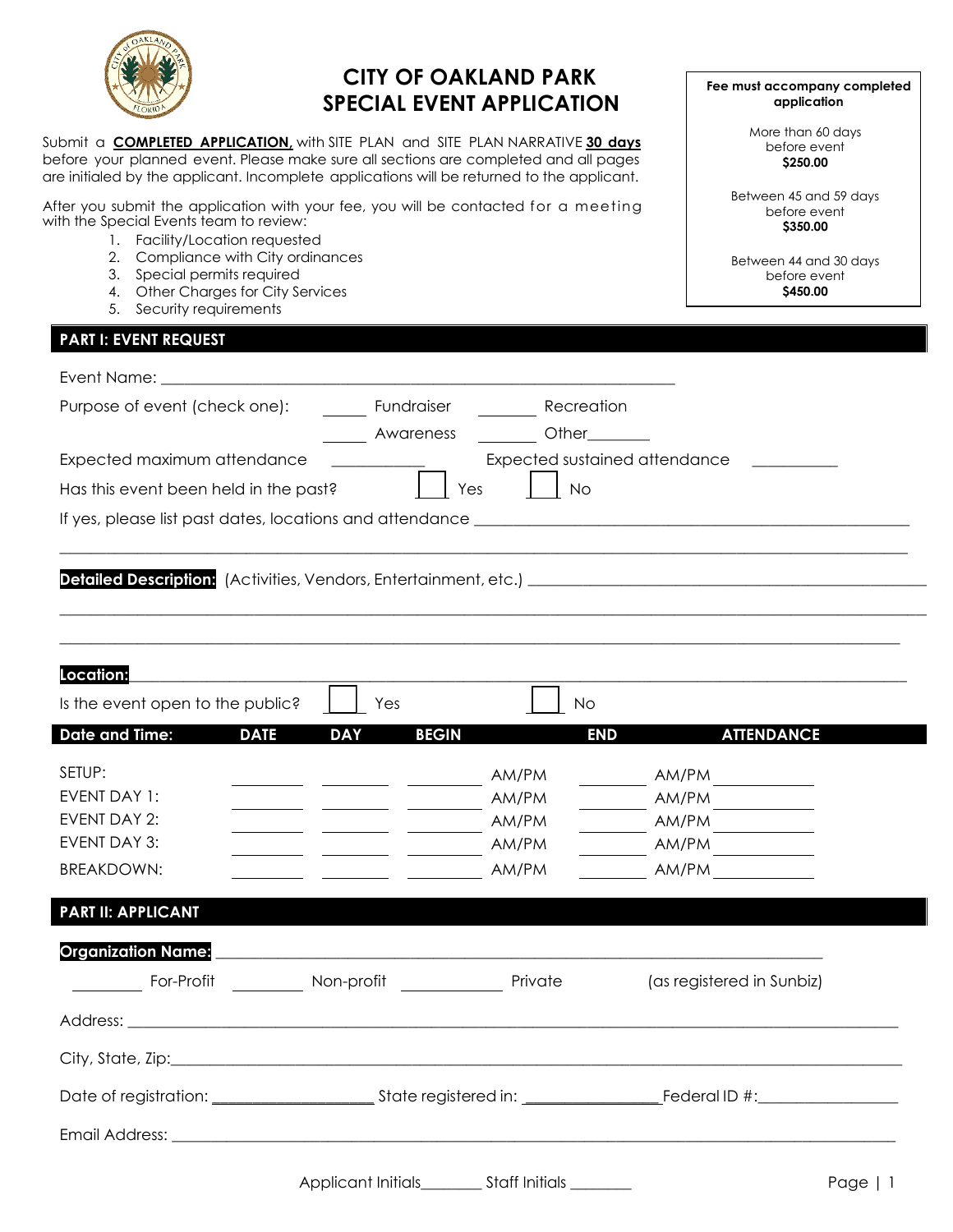# CITY OF OAKLAND PARK
# SPECIAL EVENT APPLICATION

Submit a **COMPLETED APPLICATION,** with SITE PLAN and SITE PLAN NARRATIVE **30 days** before your planned event. Please make sure all sections are completed and all pages are initialed by the applicant. Incomplete applications will be returned to the applicant.

After you submit the application with your fee, you will be contacted for a meeting with the Special Events team to review:

1. Facility/Location requested
2. Compliance with City ordinances
3. Special permits required
4. Other Charges for City Services
5. Security requirements

**Fee must accompany completed application**

More than 60 days before event
**$250.00**

Between 45 and 59 days before event
**$350.00**

Between 44 and 30 days before event
**$450.00**

## PART I: EVENT REQUEST

Event Name: ______________________________________________

Purpose of event (check one): _____ Fundraiser _____ Recreation _____ Awareness _____ Other_______

Expected maximum attendance __________ Expected sustained attendance __________

Has this event been held in the past? ☐ Yes ☐ No

If yes, please list past dates, locations and attendance ______________________________________________

______________________________________________

**Detailed Description:** (Activities, Vendors, Entertainment, etc.) ______________________________________________

______________________________________________

______________________________________________

**Location:** ______________________________________________

Is the event open to the public? ☐ Yes ☐ No

| Date and Time: | DATE | DAY | BEGIN | END | ATTENDANCE |
|---|---|---|---|---|---|
| SETUP: | ______ | ______ | ______ AM/PM | ______ AM/PM | ______ |
| EVENT DAY 1: | ______ | ______ | ______ AM/PM | ______ AM/PM | ______ |
| EVENT DAY 2: | ______ | ______ | ______ AM/PM | ______ AM/PM | ______ |
| EVENT DAY 3: | ______ | ______ | ______ AM/PM | ______ AM/PM | ______ |
| BREAKDOWN: | ______ | ______ | ______ AM/PM | ______ AM/PM | ______ |

## PART II: APPLICANT

**Organization Name:** ______________________________________________

______ For-Profit ______ Non-profit ______ Private (as registered in Sunbiz)

Address: ______________________________________________

City, State, Zip:______________________________________________

Date of registration: ______________ State registered in: ______________Federal ID #:______________

Email Address: ______________________________________________

Applicant Initials________ Staff Initials ________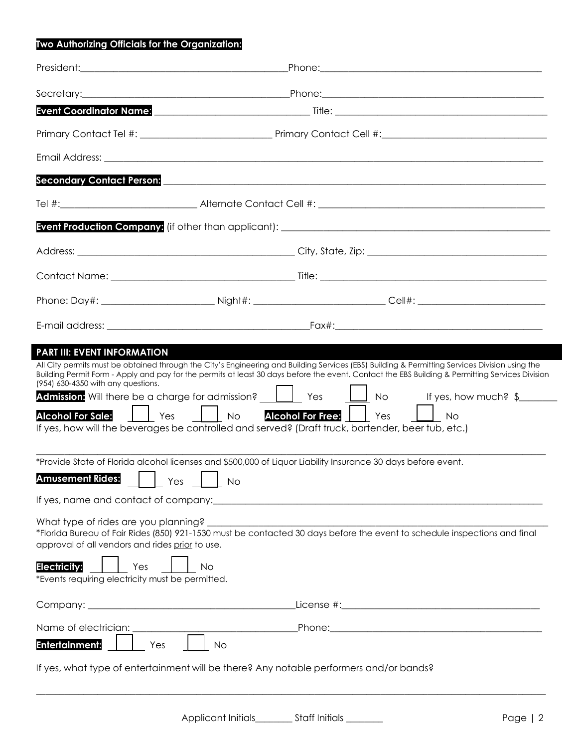**Two Authorizing Officials for the Organization:**

President:\_\_\_\_\_\_\_\_\_\_\_\_\_\_\_\_\_\_\_\_\_\_\_\_\_\_\_\_\_\_\_\_\_\_\_\_\_\_\_\_\_\_Phone:\_\_\_\_\_\_\_\_\_\_\_\_\_\_\_\_\_\_\_\_\_\_\_\_\_\_\_\_\_\_\_\_\_\_\_\_\_\_\_\_\_\_

Secretary:\_\_\_\_\_\_\_\_\_\_\_\_\_\_\_\_\_\_\_\_\_\_\_\_\_\_\_\_\_\_\_\_\_\_\_\_\_\_\_\_\_\_Phone:\_\_\_\_\_\_\_\_\_\_\_\_\_\_\_\_\_\_\_\_\_\_\_\_\_\_\_\_\_\_\_\_\_\_\_\_\_\_\_\_\_\_

**Event Coordinator Name**: \_\_\_\_\_\_\_\_\_\_\_\_\_\_\_\_\_\_\_\_\_\_\_\_\_\_\_\_\_\_ Title: \_\_\_\_\_\_\_\_\_\_\_\_\_\_\_\_\_\_\_\_\_\_\_\_\_\_\_\_\_\_\_\_\_\_\_\_\_\_\_\_\_\_

Primary Contact Tel #: \_\_\_\_\_\_\_\_\_\_\_\_\_\_\_\_\_\_\_\_\_\_\_\_\_\_ Primary Contact Cell #:\_\_\_\_\_\_\_\_\_\_\_\_\_\_\_\_\_\_\_\_\_\_\_\_\_\_\_\_\_\_\_\_

Email Address: \_\_\_\_\_\_\_\_\_\_\_\_\_\_\_\_\_\_\_\_\_\_\_\_\_\_\_\_\_\_\_\_\_\_\_\_\_\_\_\_\_\_\_\_\_\_\_\_\_\_\_\_\_\_\_\_\_\_\_\_\_\_\_\_\_\_\_\_\_\_\_\_\_\_\_\_\_\_\_\_\_\_\_\_\_\_\_\_\_\_

**Secondary Contact Person:** \_\_\_\_\_\_\_\_\_\_\_\_\_\_\_\_\_\_\_\_\_\_\_\_\_\_\_\_\_\_\_\_\_\_\_\_\_\_\_\_\_\_\_\_\_\_\_\_\_\_\_\_\_\_\_\_\_\_\_\_\_\_\_\_\_\_\_\_\_\_\_\_\_\_\_\_\_\_\_\_

Tel #:\_\_\_\_\_\_\_\_\_\_\_\_\_\_\_\_\_\_\_\_\_\_\_\_\_\_\_ Alternate Contact Cell #: \_\_\_\_\_\_\_\_\_\_\_\_\_\_\_\_\_\_\_\_\_\_\_\_\_\_\_\_\_\_\_\_\_\_\_\_\_\_\_\_\_\_\_\_\_

**Event Production Company:** (if other than applicant): \_\_\_\_\_\_\_\_\_\_\_\_\_\_\_\_\_\_\_\_\_\_\_\_\_\_\_\_\_\_\_\_\_\_\_\_\_\_\_\_\_\_\_\_\_\_\_\_\_\_\_\_\_\_\_

Address: \_\_\_\_\_\_\_\_\_\_\_\_\_\_\_\_\_\_\_\_\_\_\_\_\_\_\_\_\_\_\_\_\_\_\_\_\_\_\_\_\_\_\_\_\_ City, State, Zip: \_\_\_\_\_\_\_\_\_\_\_\_\_\_\_\_\_\_\_\_\_\_\_\_\_\_\_\_\_\_\_\_\_\_\_\_\_

Contact Name: \_\_\_\_\_\_\_\_\_\_\_\_\_\_\_\_\_\_\_\_\_\_\_\_\_\_\_\_\_\_\_\_\_\_\_\_\_\_\_ Title: \_\_\_\_\_\_\_\_\_\_\_\_\_\_\_\_\_\_\_\_\_\_\_\_\_\_\_\_\_\_\_\_\_\_\_\_\_\_\_\_\_\_\_\_\_

Phone: Day#: \_\_\_\_\_\_\_\_\_\_\_\_\_\_\_\_\_\_\_\_\_\_\_ Night#: \_\_\_\_\_\_\_\_\_\_\_\_\_\_\_\_\_\_\_\_\_\_\_\_\_\_ Cell#: \_\_\_\_\_\_\_\_\_\_\_\_\_\_\_\_\_\_\_\_\_\_\_\_\_\_

E-mail address: \_\_\_\_\_\_\_\_\_\_\_\_\_\_\_\_\_\_\_\_\_\_\_\_\_\_\_\_\_\_\_\_\_\_\_\_\_\_\_\_\_\_Fax#:\_\_\_\_\_\_\_\_\_\_\_\_\_\_\_\_\_\_\_\_\_\_\_\_\_\_\_\_\_\_\_\_\_\_\_\_\_\_\_\_\_\_

## PART III: EVENT INFORMATION

All City permits must be obtained through the City's Engineering and Building Services (EBS) Building & Permitting Services Division using the Building Permit Form - Apply and pay for the permits at least 30 days before the event. Contact the EBS Building & Permitting Services Division (954) 630-4350 with any questions.

**Admission:** Will there be a charge for admission? ☐ Yes ☐ No If yes, how much? $\_\_\_\_\_\_\_\_

**Alcohol For Sale:** ☐ Yes ☐ No **Alcohol For Free:** ☐ Yes ☐ No

If yes, how will the beverages be controlled and served? (Draft truck, bartender, beer tub, etc.)

\_\_\_\_\_\_\_\_\_\_\_\_\_\_\_\_\_\_\_\_\_\_\_\_\_\_\_\_\_\_\_\_\_\_\_\_\_\_\_\_\_\_\_\_\_\_\_\_\_\_\_\_\_\_\_\_\_\_\_\_\_\_\_\_\_\_\_\_\_\_\_\_\_\_\_\_\_\_\_\_\_\_\_\_\_\_\_\_\_\_\_\_\_\_\_\_\_\_\_\_\_\_\_\_\_\_

*Provide State of Florida alcohol licenses and $500,000 of Liquor Liability Insurance 30 days before event.

**Amusement Rides:** ☐ Yes ☐ No

If yes, name and contact of company:\_\_\_\_\_\_\_\_\_\_\_\_\_\_\_\_\_\_\_\_\_\_\_\_\_\_\_\_\_\_\_\_\_\_\_\_\_\_\_\_\_\_\_\_\_\_\_\_\_\_\_\_\_\_\_\_\_\_\_\_\_\_\_\_\_\_\_\_

What type of rides are you planning? \_\_\_\_\_\_\_\_\_\_\_\_\_\_\_\_\_\_\_\_\_\_\_\_\_\_\_\_\_\_\_\_\_\_\_\_\_\_\_\_\_\_\_\_\_\_\_\_\_\_\_\_\_\_\_\_\_\_\_\_\_\_\_\_\_\_\_\_\_\_

*Florida Bureau of Fair Rides (850) 921-1530 must be contacted 30 days before the event to schedule inspections and final approval of all vendors and rides <u>prior</u> to use.

**Electricity:** ☐ Yes ☐ No

*Events requiring electricity must be permitted.

Company: \_\_\_\_\_\_\_\_\_\_\_\_\_\_\_\_\_\_\_\_\_\_\_\_\_\_\_\_\_\_\_\_\_\_\_\_\_\_\_\_\_\_License #:\_\_\_\_\_\_\_\_\_\_\_\_\_\_\_\_\_\_\_\_\_\_\_\_\_\_\_\_\_\_\_\_\_\_\_\_\_\_\_\_

Name of electrician: \_\_\_\_\_\_\_\_\_\_\_\_\_\_\_\_\_\_\_\_\_\_\_\_\_\_\_\_\_\_\_\_\_\_Phone:\_\_\_\_\_\_\_\_\_\_\_\_\_\_\_\_\_\_\_\_\_\_\_\_\_\_\_\_\_\_\_\_\_\_\_\_\_\_\_\_\_\_

**Entertainment:** ☐ Yes ☐ No

If yes, what type of entertainment will be there? Any notable performers and/or bands?

\_\_\_\_\_\_\_\_\_\_\_\_\_\_\_\_\_\_\_\_\_\_\_\_\_\_\_\_\_\_\_\_\_\_\_\_\_\_\_\_\_\_\_\_\_\_\_\_\_\_\_\_\_\_\_\_\_\_\_\_\_\_\_\_\_\_\_\_\_\_\_\_\_\_\_\_\_\_\_\_\_\_\_\_\_\_\_\_\_\_\_\_\_\_\_\_\_\_\_\_\_\_\_\_\_\_

Applicant Initials\_\_\_\_\_\_\_\_ Staff Initials \_\_\_\_\_\_\_\_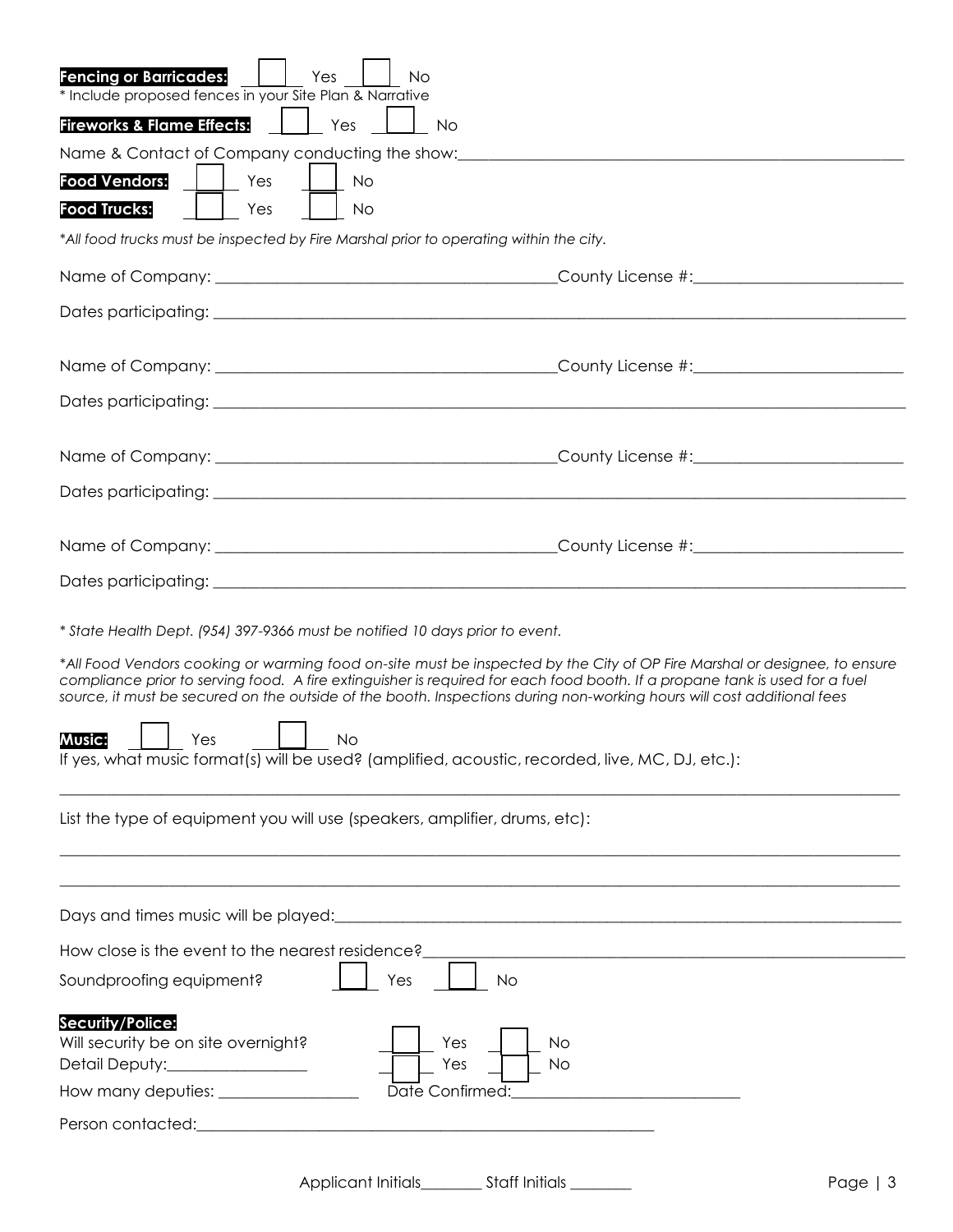**Fencing or Barricades:** ☐ Yes ☐ No
* Include proposed fences in your Site Plan & Narrative

**Fireworks & Flame Effects:** ☐ Yes ☐ No

Name & Contact of Company conducting the show:_______________________________________________

**Food Vendors:** ☐ Yes ☐ No

**Food Trucks:** ☐ Yes ☐ No

*\*All food trucks must be inspected by Fire Marshal prior to operating within the city.*

Name of Company: _________________________________ County License #:____________________

Dates participating: _________________________________________________________________

Name of Company: _________________________________ County License #:____________________

Dates participating: _________________________________________________________________

Name of Company: _________________________________ County License #:____________________

Dates participating: _________________________________________________________________

Name of Company: _________________________________ County License #:____________________

Dates participating: _________________________________________________________________

*\* State Health Dept. (954) 397-9366 must be notified 10 days prior to event.*

*\*All Food Vendors cooking or warming food on-site must be inspected by the City of OP Fire Marshal or designee, to ensure compliance prior to serving food. A fire extinguisher is required for each food booth. If a propane tank is used for a fuel source, it must be secured on the outside of the booth. Inspections during non-working hours will cost additional fees*

**Music:** ☐ Yes ☐ No

If yes, what music format(s) will be used? (amplified, acoustic, recorded, live, MC, DJ, etc.):

_____________________________________________________________________________________

List the type of equipment you will use (speakers, amplifier, drums, etc):

_____________________________________________________________________________________

_____________________________________________________________________________________

Days and times music will be played:______________________________________________________

How close is the event to the nearest residence?___________________________________________

Soundproofing equipment? ☐ Yes ☐ No

**Security/Police:**

Will security be on site overnight? ☐ Yes ☐ No

Detail Deputy:_________________ ☐ Yes ☐ No

How many deputies: _________________ Date Confirmed:___________________________

Person contacted:_____________________________________________________

Applicant Initials________ Staff Initials ________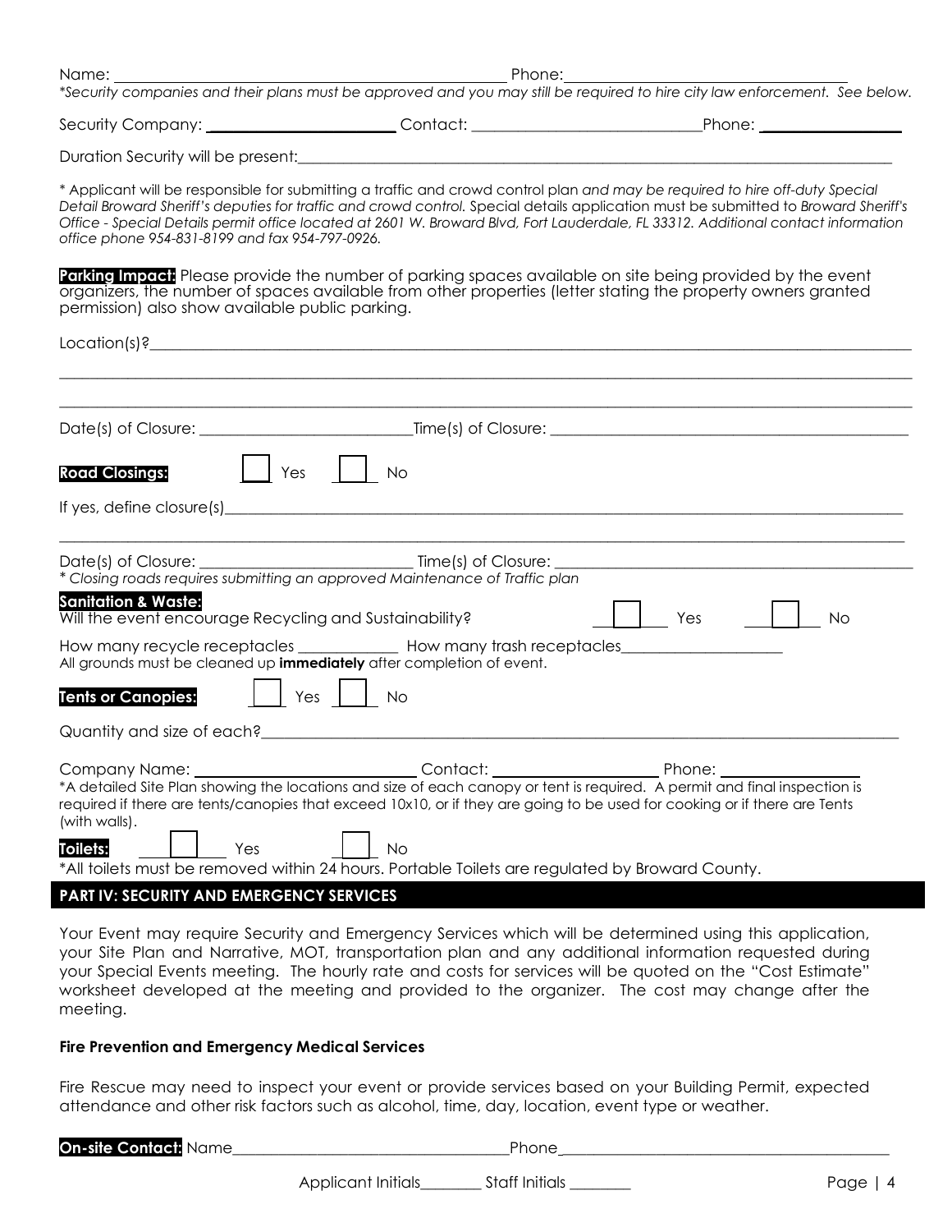Name: ______________________________ Phone: ______________________________

*\*Security companies and their plans must be approved and you may still be required to hire city law enforcement. See below.*

Security Company: ____________________ Contact: ________________________ Phone: ______________

Duration Security will be present: ________________________________________________

\* Applicant will be responsible for submitting a traffic and crowd control plan *and may be required to hire off-duty Special Detail Broward Sheriff's deputies for traffic and crowd control.* Special details application must be submitted to *Broward Sheriff's Office - Special Details permit office located at 2601 W. Broward Blvd, Fort Lauderdale, FL 33312. Additional contact information office phone 954-831-8199 and fax 954-797-0926.*

**Parking Impact:** Please provide the number of parking spaces available on site being provided by the event organizers, the number of spaces available from other properties (letter stating the property owners granted permission) also show available public parking.

Location(s)? ________________________________________________

________________________________________________

________________________________________________

Date(s) of Closure: ____________________ Time(s) of Closure: ________________________________

**Road Closings:** ☐ Yes ☐ No

If yes, define closure(s) ________________________________________________

________________________________________________

Date(s) of Closure: ____________________ Time(s) of Closure: ________________________________

*\* Closing roads requires submitting an approved Maintenance of Traffic plan*

**Sanitation & Waste:**

Will the event encourage Recycling and Sustainability? ☐ Yes ☐ No

How many recycle receptacles __________ How many trash receptacles ______________

All grounds must be cleaned up **immediately** after completion of event.

**Tents or Canopies:** ☐ Yes ☐ No

Quantity and size of each? ________________________________________________

Company Name: ____________________ Contact: ________________ Phone: ______________

\*A detailed Site Plan showing the locations and size of each canopy or tent is required. A permit and final inspection is required if there are tents/canopies that exceed 10x10, or if they are going to be used for cooking or if there are Tents (with walls).

**Toilets:** ☐ Yes ☐ No

\*All toilets must be removed within 24 hours. Portable Toilets are regulated by Broward County.

## PART IV: SECURITY AND EMERGENCY SERVICES

Your Event may require Security and Emergency Services which will be determined using this application, your Site Plan and Narrative, MOT, transportation plan and any additional information requested during your Special Events meeting. The hourly rate and costs for services will be quoted on the "Cost Estimate" worksheet developed at the meeting and provided to the organizer. The cost may change after the meeting.

### Fire Prevention and Emergency Medical Services

Fire Rescue may need to inspect your event or provide services based on your Building Permit, expected attendance and other risk factors such as alcohol, time, day, location, event type or weather.

**On-site Contact:** Name ____________________________ Phone ________________________________

Applicant Initials ________ Staff Initials ________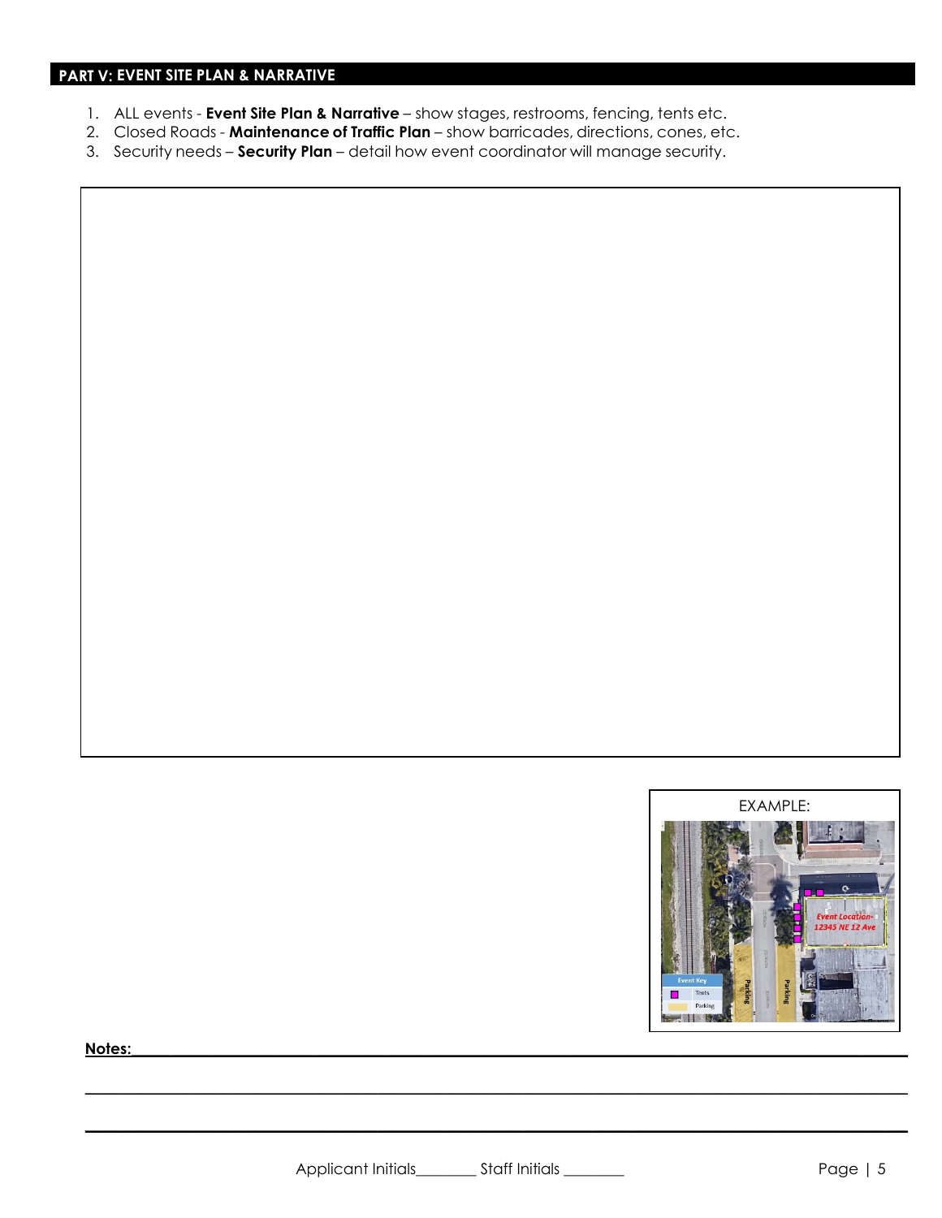## PART V: EVENT SITE PLAN & NARRATIVE

1. ALL events - **Event Site Plan & Narrative** – show stages, restrooms, fencing, tents etc.
2. Closed Roads - **Maintenance of Traffic Plan** – show barricades, directions, cones, etc.
3. Security needs – **Security Plan** – detail how event coordinator will manage security.

EXAMPLE:

**Notes:**\_\_\_\_\_\_\_\_\_\_\_\_\_\_\_\_\_\_\_\_\_\_\_\_\_\_\_\_\_\_\_\_\_\_\_\_\_\_\_\_\_\_\_\_\_\_\_\_\_\_\_\_\_\_\_\_\_\_\_\_\_\_\_\_\_\_\_\_\_\_\_\_\_\_\_\_\_\_

\_\_\_\_\_\_\_\_\_\_\_\_\_\_\_\_\_\_\_\_\_\_\_\_\_\_\_\_\_\_\_\_\_\_\_\_\_\_\_\_\_\_\_\_\_\_\_\_\_\_\_\_\_\_\_\_\_\_\_\_\_\_\_\_\_\_\_\_\_\_\_\_\_\_\_\_\_\_\_\_\_\_\_\_

\_\_\_\_\_\_\_\_\_\_\_\_\_\_\_\_\_\_\_\_\_\_\_\_\_\_\_\_\_\_\_\_\_\_\_\_\_\_\_\_\_\_\_\_\_\_\_\_\_\_\_\_\_\_\_\_\_\_\_\_\_\_\_\_\_\_\_\_\_\_\_\_\_\_\_\_\_\_\_\_\_\_\_\_

Applicant Initials\_\_\_\_\_\_\_\_ Staff Initials \_\_\_\_\_\_\_\_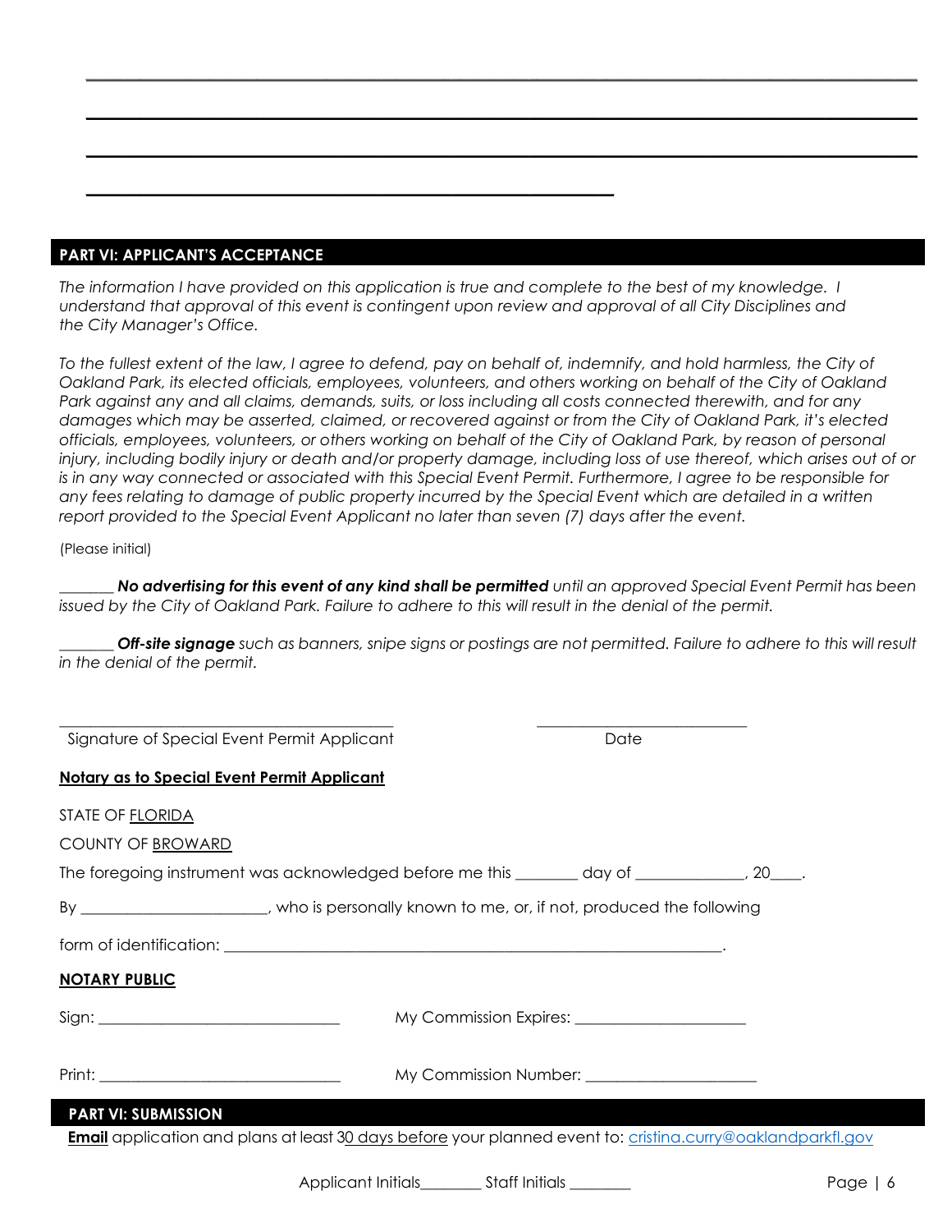______________________________________________________________________________

______________________________________________________________________________

______________________________________________________________________________

__________________________________________________

## PART VI: APPLICANT'S ACCEPTANCE

*The information I have provided on this application is true and complete to the best of my knowledge. I understand that approval of this event is contingent upon review and approval of all City Disciplines and the City Manager's Office.*

*To the fullest extent of the law, I agree to defend, pay on behalf of, indemnify, and hold harmless, the City of Oakland Park, its elected officials, employees, volunteers, and others working on behalf of the City of Oakland Park against any and all claims, demands, suits, or loss including all costs connected therewith, and for any damages which may be asserted, claimed, or recovered against or from the City of Oakland Park, it's elected officials, employees, volunteers, or others working on behalf of the City of Oakland Park, by reason of personal injury, including bodily injury or death and/or property damage, including loss of use thereof, which arises out of or is in any way connected or associated with this Special Event Permit. Furthermore, I agree to be responsible for any fees relating to damage of public property incurred by the Special Event which are detailed in a written report provided to the Special Event Applicant no later than seven (7) days after the event.*

(Please initial)

_______ ***No advertising for this event of any kind shall be permitted*** *until an approved Special Event Permit has been issued by the City of Oakland Park. Failure to adhere to this will result in the denial of the permit.*

_______ ***Off-site signage*** *such as banners, snipe signs or postings are not permitted. Failure to adhere to this will result in the denial of the permit.*

_________________________________________ ___________________________

Signature of Special Event Permit Applicant Date

**Notary as to Special Event Permit Applicant**

STATE OF FLORIDA

COUNTY OF BROWARD

The foregoing instrument was acknowledged before me this ________ day of ______________, 20____.

By _______________________, who is personally known to me, or, if not, produced the following

form of identification: _______________________________________________________________.

**NOTARY PUBLIC**

Sign: ______________________________ My Commission Expires: _____________________

Print: ______________________________ My Commission Number: _____________________

## PART VI: SUBMISSION

**Email** application and plans at least 30 days before your planned event to: cristina.curry@oaklandparkfl.gov

Applicant Initials________ Staff Initials ________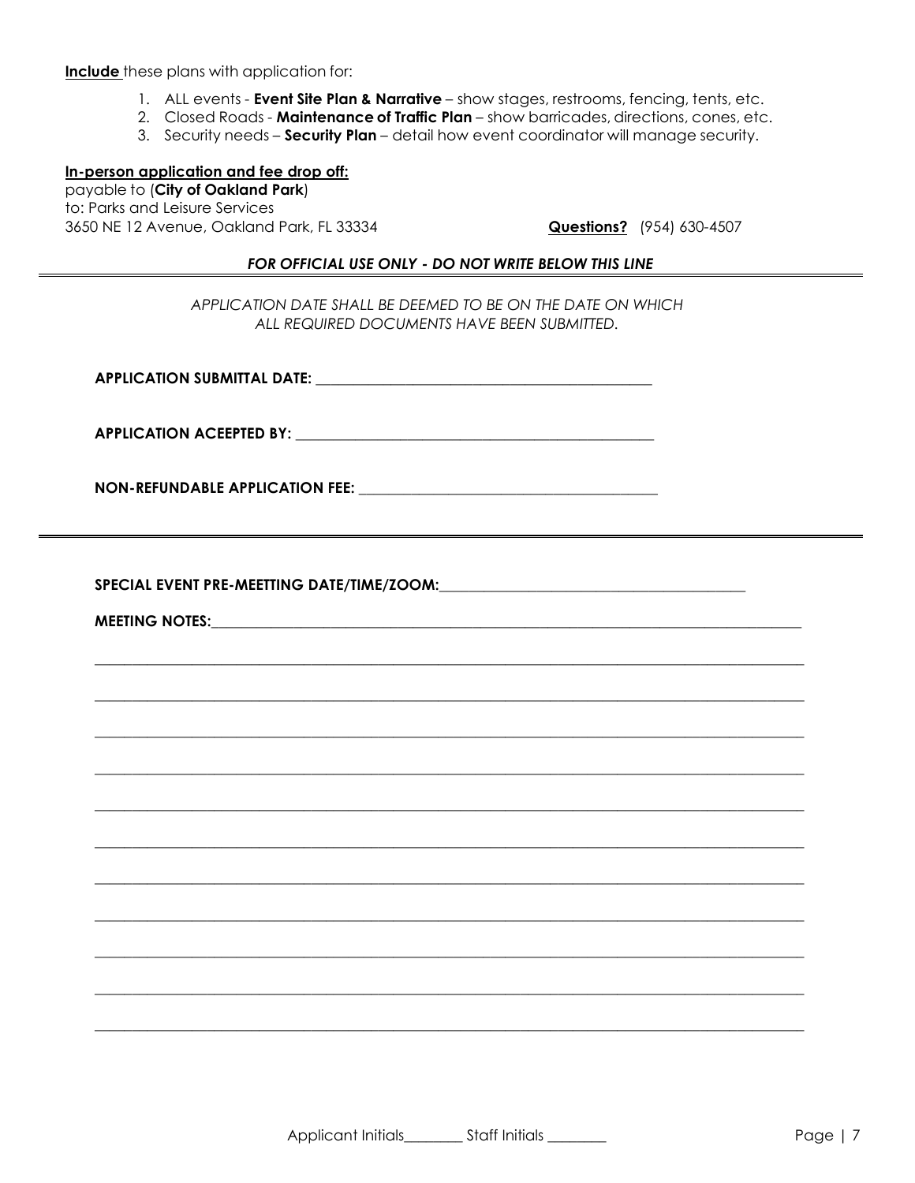**Include** these plans with application for:

1. ALL events - **Event Site Plan & Narrative** – show stages, restrooms, fencing, tents, etc.
2. Closed Roads - **Maintenance of Traffic Plan** – show barricades, directions, cones, etc.
3. Security needs – **Security Plan** – detail how event coordinator will manage security.

**In-person application and fee drop off:**
payable to (**City of Oakland Park**)
to: Parks and Leisure Services
3650 NE 12 Avenue, Oakland Park, FL 33334

**Questions?** (954) 630-4507

---

***FOR OFFICIAL USE ONLY - DO NOT WRITE BELOW THIS LINE***

*APPLICATION DATE SHALL BE DEEMED TO BE ON THE DATE ON WHICH ALL REQUIRED DOCUMENTS HAVE BEEN SUBMITTED.*

**APPLICATION SUBMITTAL DATE:** ____________________________________________

**APPLICATION ACEEPTED BY:** ______________________________________________

**NON-REFUNDABLE APPLICATION FEE:** ______________________________________

---

**SPECIAL EVENT PRE-MEETTING DATE/TIME/ZOOM:**________________________________________

**MEETING NOTES:**__________________________________________________________________

________________________________________________________________________________

________________________________________________________________________________

________________________________________________________________________________

________________________________________________________________________________

________________________________________________________________________________

________________________________________________________________________________

________________________________________________________________________________

________________________________________________________________________________

________________________________________________________________________________

________________________________________________________________________________

________________________________________________________________________________

Applicant Initials________ Staff Initials ________